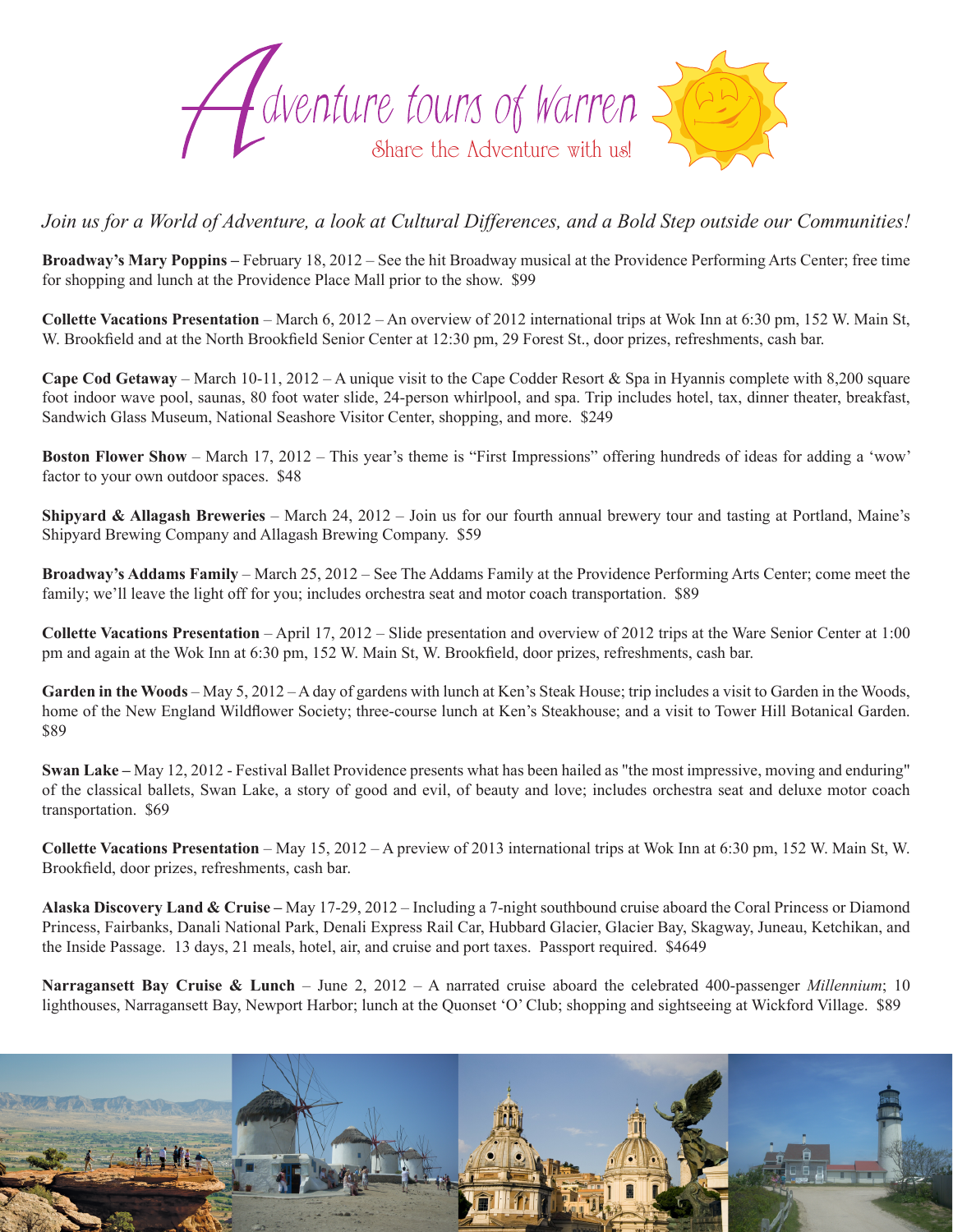# Adventure tours of Warren

Share the Adventure with us!

*Join us for a World of Adventure, a look at Cultural Differences, and a Bold Step outside our Communities!*

**Broadway's Mary Poppins –** February 18, 2012 – See the hit Broadway musical at the Providence Performing Arts Center; free time for shopping and lunch at the Providence Place Mall prior to the show. $99

**Collette Vacations Presentation** – March 6, 2012 – An overview of 2012 international trips at Wok Inn at 6:30 pm, 152 W. Main St, W. Brookfield and at the North Brookfield Senior Center at 12:30 pm, 29 Forest St., door prizes, refreshments, cash bar.

**Cape Cod Getaway** – March 10-11, 2012 – A unique visit to the Cape Codder Resort & Spa in Hyannis complete with 8,200 square foot indoor wave pool, saunas, 80 foot water slide, 24-person whirlpool, and spa. Trip includes hotel, tax, dinner theater, breakfast, Sandwich Glass Museum, National Seashore Visitor Center, shopping, and more. $249

**Boston Flower Show** – March 17, 2012 – This year's theme is "First Impressions" offering hundreds of ideas for adding a 'wow' factor to your own outdoor spaces. $48

**Shipyard & Allagash Breweries** – March 24, 2012 – Join us for our fourth annual brewery tour and tasting at Portland, Maine's Shipyard Brewing Company and Allagash Brewing Company. $59

**Broadway's Addams Family** – March 25, 2012 – See The Addams Family at the Providence Performing Arts Center; come meet the family; we'll leave the light off for you; includes orchestra seat and motor coach transportation. $89

**Collette Vacations Presentation** – April 17, 2012 – Slide presentation and overview of 2012 trips at the Ware Senior Center at 1:00 pm and again at the Wok Inn at 6:30 pm, 152 W. Main St, W. Brookfield, door prizes, refreshments, cash bar.

**Garden in the Woods** – May 5, 2012 – A day of gardens with lunch at Ken's Steak House; trip includes a visit to Garden in the Woods, home of the New England Wildflower Society; three-course lunch at Ken's Steakhouse; and a visit to Tower Hill Botanical Garden. $89

**Swan Lake –** May 12, 2012 - Festival Ballet Providence presents what has been hailed as "the most impressive, moving and enduring" of the classical ballets, Swan Lake, a story of good and evil, of beauty and love; includes orchestra seat and deluxe motor coach transportation. $69

**Collette Vacations Presentation** – May 15, 2012 – A preview of 2013 international trips at Wok Inn at 6:30 pm, 152 W. Main St, W. Brookfield, door prizes, refreshments, cash bar.

**Alaska Discovery Land & Cruise –** May 17-29, 2012 – Including a 7-night southbound cruise aboard the Coral Princess or Diamond Princess, Fairbanks, Danali National Park, Denali Express Rail Car, Hubbard Glacier, Glacier Bay, Skagway, Juneau, Ketchikan, and the Inside Passage. 13 days, 21 meals, hotel, air, and cruise and port taxes. Passport required. $4649

**Narragansett Bay Cruise & Lunch** – June 2, 2012 – A narrated cruise aboard the celebrated 400-passenger *Millennium*; 10 lighthouses, Narragansett Bay, Newport Harbor; lunch at the Quonset 'O' Club; shopping and sightseeing at Wickford Village. $89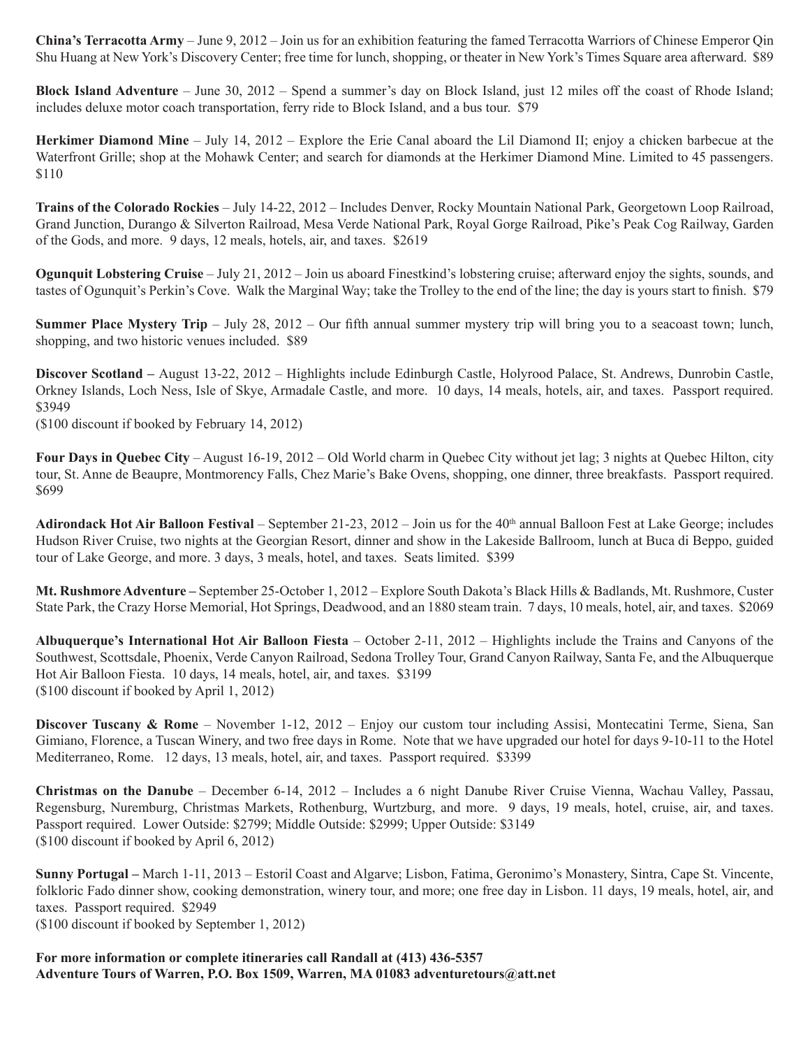**China's Terracotta Army** – June 9, 2012 – Join us for an exhibition featuring the famed Terracotta Warriors of Chinese Emperor Qin Shu Huang at New York's Discovery Center; free time for lunch, shopping, or theater in New York's Times Square area afterward. $89

**Block Island Adventure** – June 30, 2012 – Spend a summer's day on Block Island, just 12 miles off the coast of Rhode Island; includes deluxe motor coach transportation, ferry ride to Block Island, and a bus tour. $79

**Herkimer Diamond Mine** – July 14, 2012 – Explore the Erie Canal aboard the Lil Diamond II; enjoy a chicken barbecue at the Waterfront Grille; shop at the Mohawk Center; and search for diamonds at the Herkimer Diamond Mine. Limited to 45 passengers. $110

**Trains of the Colorado Rockies** – July 14-22, 2012 – Includes Denver, Rocky Mountain National Park, Georgetown Loop Railroad, Grand Junction, Durango & Silverton Railroad, Mesa Verde National Park, Royal Gorge Railroad, Pike's Peak Cog Railway, Garden of the Gods, and more. 9 days, 12 meals, hotels, air, and taxes. $2619

**Ogunquit Lobstering Cruise** – July 21, 2012 – Join us aboard Finestkind's lobstering cruise; afterward enjoy the sights, sounds, and tastes of Ogunquit's Perkin's Cove. Walk the Marginal Way; take the Trolley to the end of the line; the day is yours start to finish. $79

**Summer Place Mystery Trip** – July 28, 2012 – Our fifth annual summer mystery trip will bring you to a seacoast town; lunch, shopping, and two historic venues included. $89

**Discover Scotland –** August 13-22, 2012 – Highlights include Edinburgh Castle, Holyrood Palace, St. Andrews, Dunrobin Castle, Orkney Islands, Loch Ness, Isle of Skye, Armadale Castle, and more. 10 days, 14 meals, hotels, air, and taxes. Passport required. $3949
($100 discount if booked by February 14, 2012)

**Four Days in Quebec City** – August 16-19, 2012 – Old World charm in Quebec City without jet lag; 3 nights at Quebec Hilton, city tour, St. Anne de Beaupre, Montmorency Falls, Chez Marie's Bake Ovens, shopping, one dinner, three breakfasts. Passport required. $699

**Adirondack Hot Air Balloon Festival** – September 21-23, 2012 – Join us for the 40th annual Balloon Fest at Lake George; includes Hudson River Cruise, two nights at the Georgian Resort, dinner and show in the Lakeside Ballroom, lunch at Buca di Beppo, guided tour of Lake George, and more. 3 days, 3 meals, hotel, and taxes. Seats limited. $399

**Mt. Rushmore Adventure –** September 25-October 1, 2012 – Explore South Dakota's Black Hills & Badlands, Mt. Rushmore, Custer State Park, the Crazy Horse Memorial, Hot Springs, Deadwood, and an 1880 steam train. 7 days, 10 meals, hotel, air, and taxes. $2069

**Albuquerque's International Hot Air Balloon Fiesta** – October 2-11, 2012 – Highlights include the Trains and Canyons of the Southwest, Scottsdale, Phoenix, Verde Canyon Railroad, Sedona Trolley Tour, Grand Canyon Railway, Santa Fe, and the Albuquerque Hot Air Balloon Fiesta. 10 days, 14 meals, hotel, air, and taxes. $3199
($100 discount if booked by April 1, 2012)

**Discover Tuscany & Rome** – November 1-12, 2012 – Enjoy our custom tour including Assisi, Montecatini Terme, Siena, San Gimiano, Florence, a Tuscan Winery, and two free days in Rome. Note that we have upgraded our hotel for days 9-10-11 to the Hotel Mediterraneo, Rome. 12 days, 13 meals, hotel, air, and taxes. Passport required. $3399

**Christmas on the Danube** – December 6-14, 2012 – Includes a 6 night Danube River Cruise Vienna, Wachau Valley, Passau, Regensburg, Nuremburg, Christmas Markets, Rothenburg, Wurtzburg, and more. 9 days, 19 meals, hotel, cruise, air, and taxes. Passport required. Lower Outside: $2799; Middle Outside: $2999; Upper Outside: $3149
($100 discount if booked by April 6, 2012)

**Sunny Portugal –** March 1-11, 2013 – Estoril Coast and Algarve; Lisbon, Fatima, Geronimo's Monastery, Sintra, Cape St. Vincente, folkloric Fado dinner show, cooking demonstration, winery tour, and more; one free day in Lisbon. 11 days, 19 meals, hotel, air, and taxes. Passport required. $2949
($100 discount if booked by September 1, 2012)

**For more information or complete itineraries call Randall at (413) 436-5357**
**Adventure Tours of Warren, P.O. Box 1509, Warren, MA 01083 adventuretours@att.net**